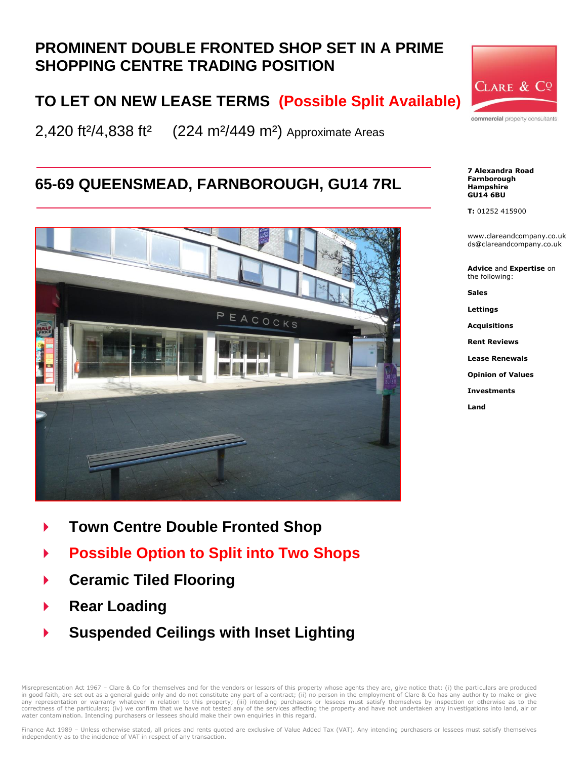# PROMINENT DOUBLE FRONTED SHOP SET IN A PRIME SHOPPING CENTRE TRADING POSITION

## TO LET ON NEW LEASE TERMS (Possible Split Available)

2,420 ft²/4,838 ft² (224 m²/449 m²) Approximate Areas

## 65-69 QUEENSMEAD, FARNBOROUGH, GU14 7RL

- **Town Centre Double Fronted Shop**
- **Possible Option to Split into Two Shops**
- **Ceramic Tiled Flooring**
- **Rear Loading**
- **Suspended Ceilings with Inset Lighting**

CLARE & Co
commercial property consultants

**7 Alexandra Road**
**Farnborough**
**Hampshire**
**GU14 6BU**

**T:** 01252 415900

www.clareandcompany.co.uk
ds@clareandcompany.co.uk

**Advice** and **Expertise** on the following:

**Sales**

**Lettings**

**Acquisitions**

**Rent Reviews**

**Lease Renewals**

**Opinion of Values**

**Investments**

**Land**

Misrepresentation Act 1967 – Clare & Co for themselves and for the vendors or lessors of this property whose agents they are, give notice that: (i) the particulars are produced in good faith, are set out as a general guide only and do not constitute any part of a contract; (ii) no person in the employment of Clare & Co has any authority to make or give any representation or warranty whatever in relation to this property; (iii) intending purchasers or lessees must satisfy themselves by inspection or otherwise as to the correctness of the particulars; (iv) we confirm that we have not tested any of the services affecting the property and have not undertaken any investigations into land, air or water contamination. Intending purchasers or lessees should make their own enquiries in this regard.

Finance Act 1989 – Unless otherwise stated, all prices and rents quoted are exclusive of Value Added Tax (VAT). Any intending purchasers or lessees must satisfy themselves independently as to the incidence of VAT in respect of any transaction.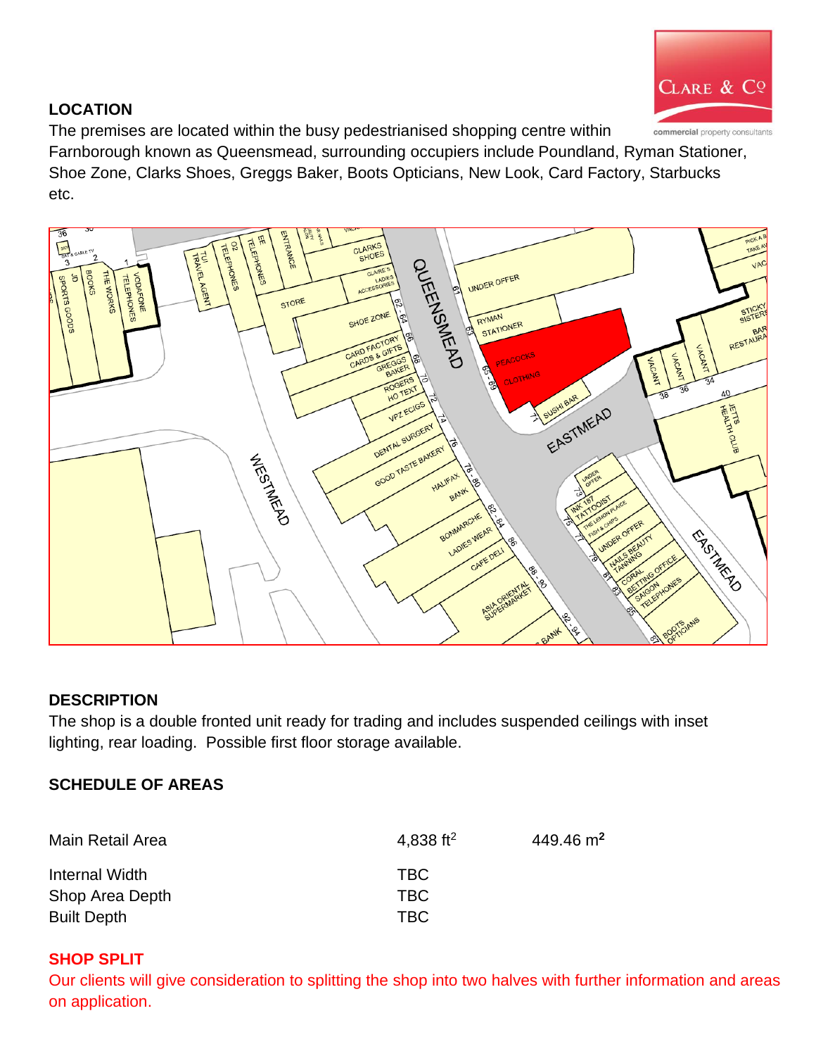## LOCATION

The premises are located within the busy pedestrianised shopping centre within Farnborough known as Queensmead, surrounding occupiers include Poundland, Ryman Stationer, Shoe Zone, Clarks Shoes, Greggs Baker, Boots Opticians, New Look, Card Factory, Starbucks etc.

## DESCRIPTION

The shop is a double fronted unit ready for trading and includes suspended ceilings with inset lighting, rear loading. Possible first floor storage available.

## SCHEDULE OF AREAS

| | | |
|---|---|---|
| Main Retail Area | 4,838 ft$^2$ | 449.46 m$^2$ |
| Internal Width | TBC | |
| Shop Area Depth | TBC | |
| Built Depth | TBC | |

## SHOP SPLIT

Our clients will give consideration to splitting the shop into two halves with further information and areas on application.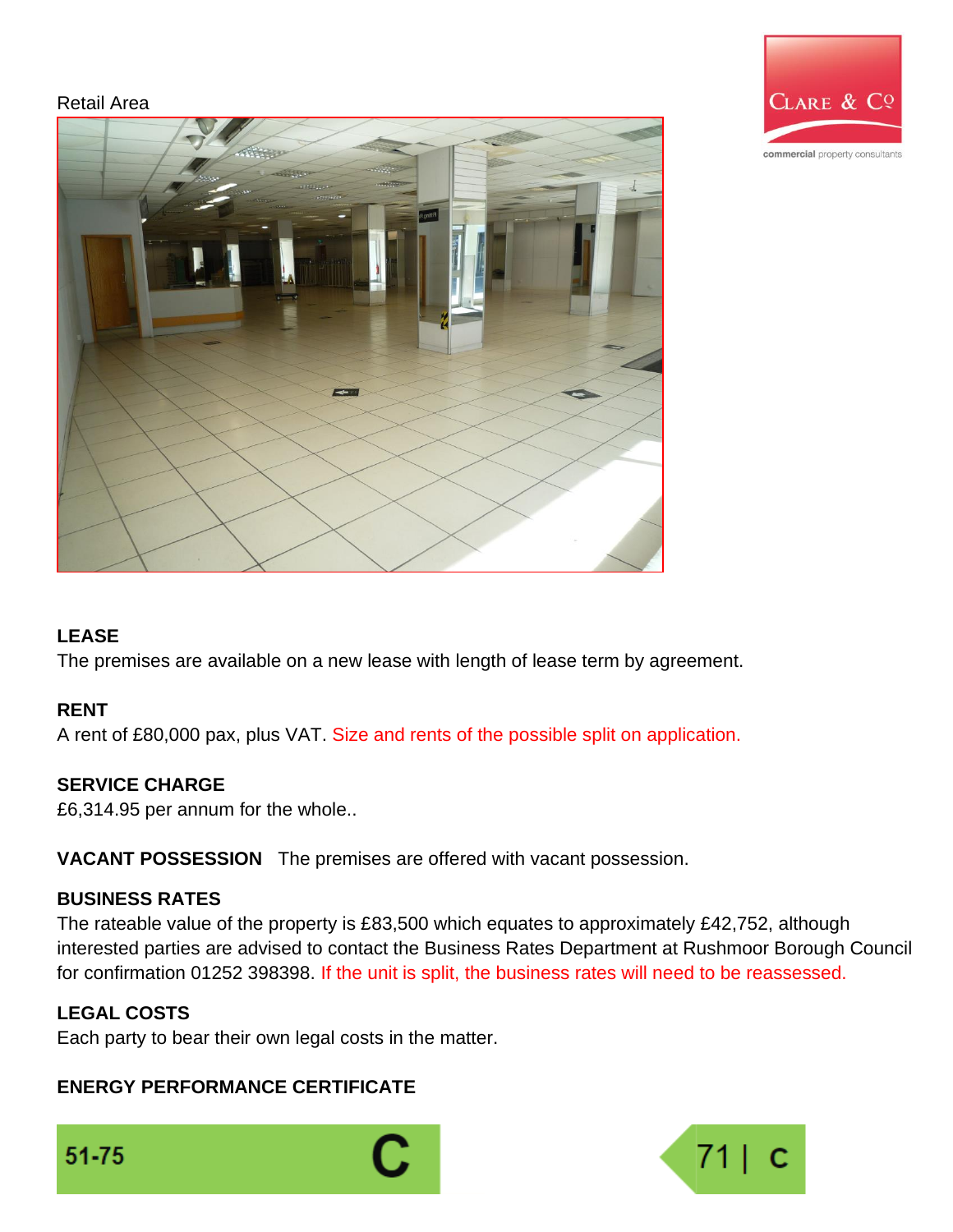Retail Area

**LEASE**

The premises are available on a new lease with length of lease term by agreement.

**RENT**

A rent of £80,000 pax, plus VAT. Size and rents of the possible split on application.

**SERVICE CHARGE**

£6,314.95 per annum for the whole..

**VACANT POSSESSION** The premises are offered with vacant possession.

**BUSINESS RATES**

The rateable value of the property is £83,500 which equates to approximately £42,752, although interested parties are advised to contact the Business Rates Department at Rushmoor Borough Council for confirmation 01252 398398. If the unit is split, the business rates will need to be reassessed.

**LEGAL COSTS**

Each party to bear their own legal costs in the matter.

**ENERGY PERFORMANCE CERTIFICATE**

51-75 C

71 | C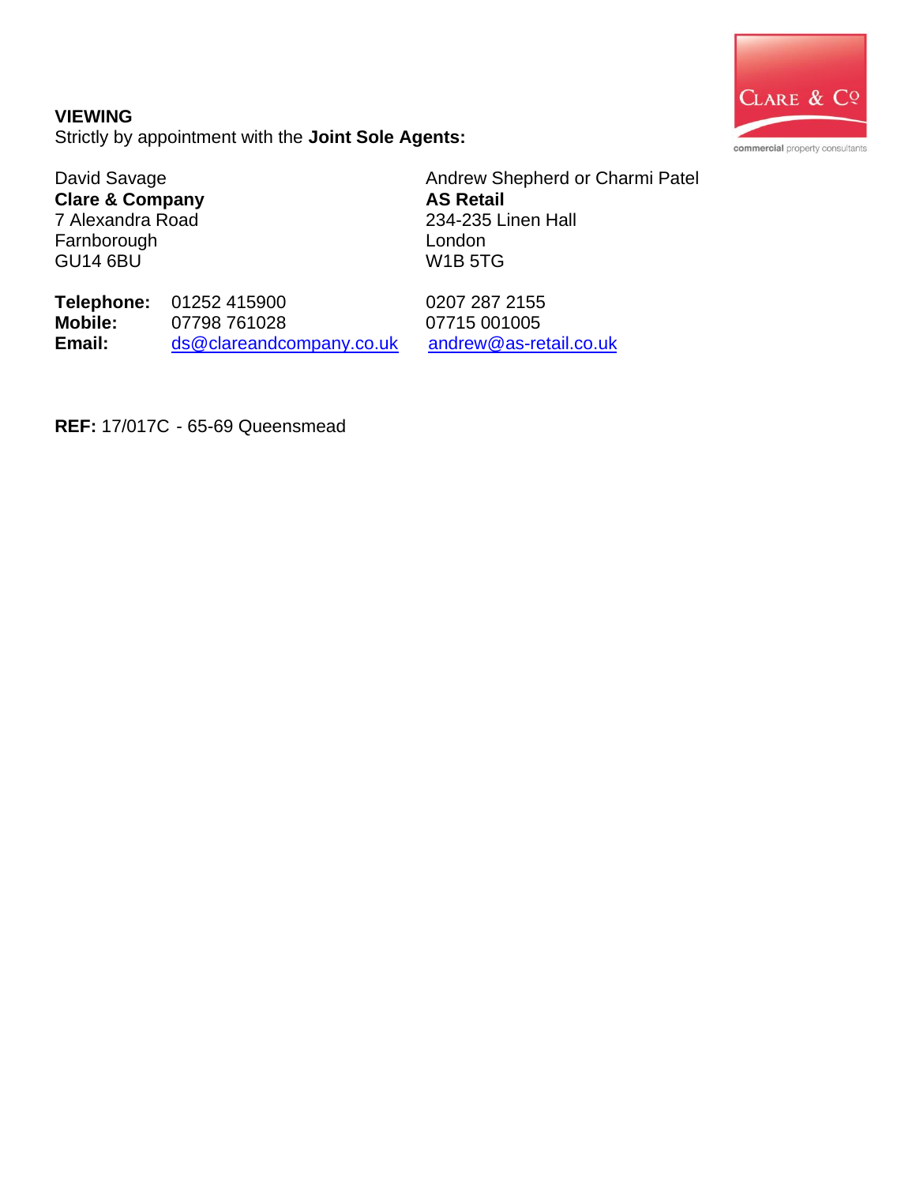**VIEWING**

Strictly by appointment with the **Joint Sole Agents:**

David Savage
**Clare & Company**
7 Alexandra Road
Farnborough
GU14 6BU

**Telephone:** 01252 415900
**Mobile:** 07798 761028
**Email:** ds@clareandcompany.co.uk

Andrew Shepherd or Charmi Patel
**AS Retail**
234-235 Linen Hall
London
W1B 5TG

0207 287 2155
07715 001005
andrew@as-retail.co.uk

**REF:** 17/017C - 65-69 Queensmead